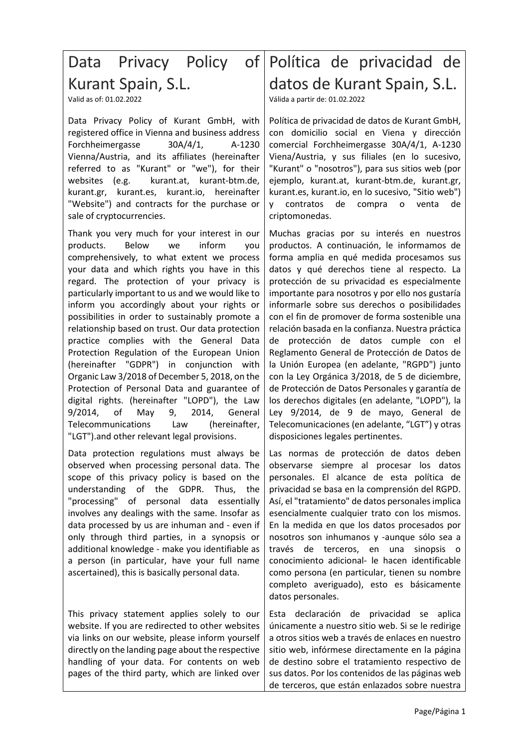# Data Privacy Policy of Kurant Spain, S.L.

Valid as of: 01.02.2022

Data Privacy Policy of Kurant GmbH, with registered office in Vienna and business address Forchheimergasse 30A/4/1, A-1230 Vienna/Austria, and its affiliates (hereinafter referred to as "Kurant" or "we"), for their websites (e.g. kurant.at, kurant-btm.de, kurant.gr, kurant.es, kurant.io, hereinafter "Website") and contracts for the purchase or sale of cryptocurrencies.

Thank you very much for your interest in our products. Below we inform you comprehensively, to what extent we process your data and which rights you have in this regard. The protection of your privacy is particularly important to us and we would like to inform you accordingly about your rights or possibilities in order to sustainably promote a relationship based on trust. Our data protection practice complies with the General Data Protection Regulation of the European Union (hereinafter "GDPR") in conjunction with Organic Law 3/2018 of December 5, 2018, on the Protection of Personal Data and guarantee of digital rights. (hereinafter "LOPD"), the Law 9/2014, of May 9, 2014, General Telecommunications Law (hereinafter, "LGT").and other relevant legal provisions.

Data protection regulations must always be observed when processing personal data. The scope of this privacy policy is based on the understanding of the GDPR. Thus, the "processing" of personal data essentially involves any dealings with the same. Insofar as data processed by us are inhuman and - even if only through third parties, in a synopsis or additional knowledge - make you identifiable as a person (in particular, have your full name ascertained), this is basically personal data.

This privacy statement applies solely to our website. If you are redirected to other websites via links on our website, please inform yourself directly on the landing page about the respective handling of your data. For contents on web pages of the third party, which are linked over

# Política de privacidad de datos de Kurant Spain, S.L.

Válida a partir de: 01.02.2022

Política de privacidad de datos de Kurant GmbH, con domicilio social en Viena y dirección comercial Forchheimergasse 30A/4/1, A-1230 Viena/Austria, y sus filiales (en lo sucesivo, "Kurant" o "nosotros"), para sus sitios web (por ejemplo, kurant.at, kurant-btm.de, kurant.gr, kurant.es, kurant.io, en lo sucesivo, "Sitio web") y contratos de compra o venta de criptomonedas.

Muchas gracias por su interés en nuestros productos. A continuación, le informamos de forma amplia en qué medida procesamos sus datos y qué derechos tiene al respecto. La protección de su privacidad es especialmente importante para nosotros y por ello nos gustaría informarle sobre sus derechos o posibilidades con el fin de promover de forma sostenible una relación basada en la confianza. Nuestra práctica de protección de datos cumple con el Reglamento General de Protección de Datos de la Unión Europea (en adelante, "RGPD") junto con la Ley Orgánica 3/2018, de 5 de diciembre, de Protección de Datos Personales y garantía de los derechos digitales (en adelante, "LOPD"), la Ley 9/2014, de 9 de mayo, General de Telecomunicaciones (en adelante, "LGT") y otras disposiciones legales pertinentes.

Las normas de protección de datos deben observarse siempre al procesar los datos personales. El alcance de esta política de privacidad se basa en la comprensión del RGPD. Así, el "tratamiento" de datos personales implica esencialmente cualquier trato con los mismos. En la medida en que los datos procesados por nosotros son inhumanos y -aunque sólo sea a través de terceros, en una sinopsis o conocimiento adicional- le hacen identificable como persona (en particular, tienen su nombre completo averiguado), esto es básicamente datos personales.

Esta declaración de privacidad se aplica únicamente a nuestro sitio web. Si se le redirige a otros sitios web a través de enlaces en nuestro sitio web, infórmese directamente en la página de destino sobre el tratamiento respectivo de sus datos. Por los contenidos de las páginas web de terceros, que están enlazados sobre nuestra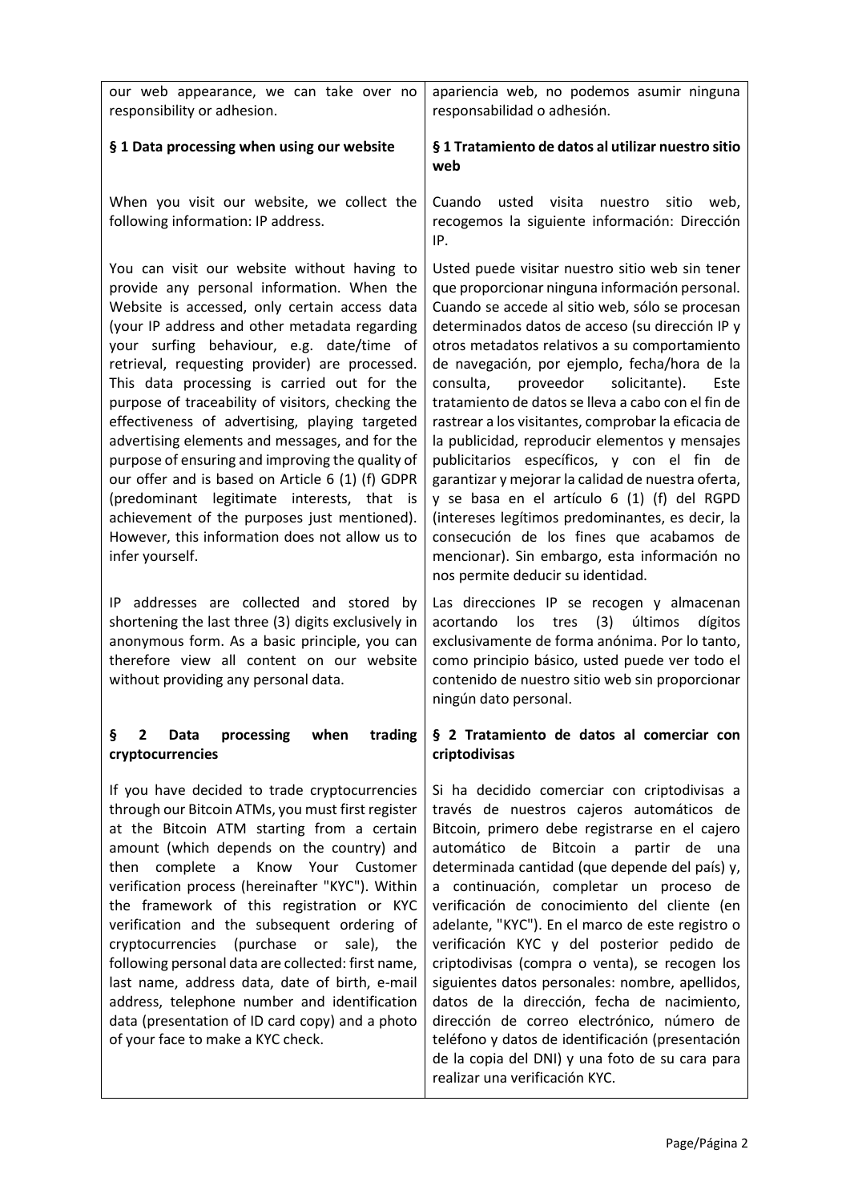| | |
|---|---|
| our web appearance, we can take over no responsibility or adhesion. | apariencia web, no podemos asumir ninguna responsabilidad o adhesión. |
| **§ 1 Data processing when using our website** | **§ 1 Tratamiento de datos al utilizar nuestro sitio web** |
| When you visit our website, we collect the following information: IP address. | Cuando usted visita nuestro sitio web, recogemos la siguiente información: Dirección IP. |
| You can visit our website without having to provide any personal information. When the Website is accessed, only certain access data (your IP address and other metadata regarding your surfing behaviour, e.g. date/time of retrieval, requesting provider) are processed. This data processing is carried out for the purpose of traceability of visitors, checking the effectiveness of advertising, playing targeted advertising elements and messages, and for the purpose of ensuring and improving the quality of our offer and is based on Article 6 (1) (f) GDPR (predominant legitimate interests, that is achievement of the purposes just mentioned). However, this information does not allow us to infer yourself. | Usted puede visitar nuestro sitio web sin tener que proporcionar ninguna información personal. Cuando se accede al sitio web, sólo se procesan determinados datos de acceso (su dirección IP y otros metadatos relativos a su comportamiento de navegación, por ejemplo, fecha/hora de la consulta, proveedor solicitante). Este tratamiento de datos se lleva a cabo con el fin de rastrear a los visitantes, comprobar la eficacia de la publicidad, reproducir elementos y mensajes publicitarios específicos, y con el fin de garantizar y mejorar la calidad de nuestra oferta, y se basa en el artículo 6 (1) (f) del RGPD (intereses legítimos predominantes, es decir, la consecución de los fines que acabamos de mencionar). Sin embargo, esta información no nos permite deducir su identidad. |
| IP addresses are collected and stored by shortening the last three (3) digits exclusively in anonymous form. As a basic principle, you can therefore view all content on our website without providing any personal data. | Las direcciones IP se recogen y almacenan acortando los tres (3) últimos dígitos exclusivamente de forma anónima. Por lo tanto, como principio básico, usted puede ver todo el contenido de nuestro sitio web sin proporcionar ningún dato personal. |
| **§ 2 Data processing when trading cryptocurrencies** | **§ 2 Tratamiento de datos al comerciar con criptodivisas** |
| If you have decided to trade cryptocurrencies through our Bitcoin ATMs, you must first register at the Bitcoin ATM starting from a certain amount (which depends on the country) and then complete a Know Your Customer verification process (hereinafter "KYC"). Within the framework of this registration or KYC verification and the subsequent ordering of cryptocurrencies (purchase or sale), the following personal data are collected: first name, last name, address data, date of birth, e-mail address, telephone number and identification data (presentation of ID card copy) and a photo of your face to make a KYC check. | Si ha decidido comerciar con criptodivisas a través de nuestros cajeros automáticos de Bitcoin, primero debe registrarse en el cajero automático de Bitcoin a partir de una determinada cantidad (que depende del país) y, a continuación, completar un proceso de verificación de conocimiento del cliente (en adelante, "KYC"). En el marco de este registro o verificación KYC y del posterior pedido de criptodivisas (compra o venta), se recogen los siguientes datos personales: nombre, apellidos, datos de la dirección, fecha de nacimiento, dirección de correo electrónico, número de teléfono y datos de identificación (presentación de la copia del DNI) y una foto de su cara para realizar una verificación KYC. |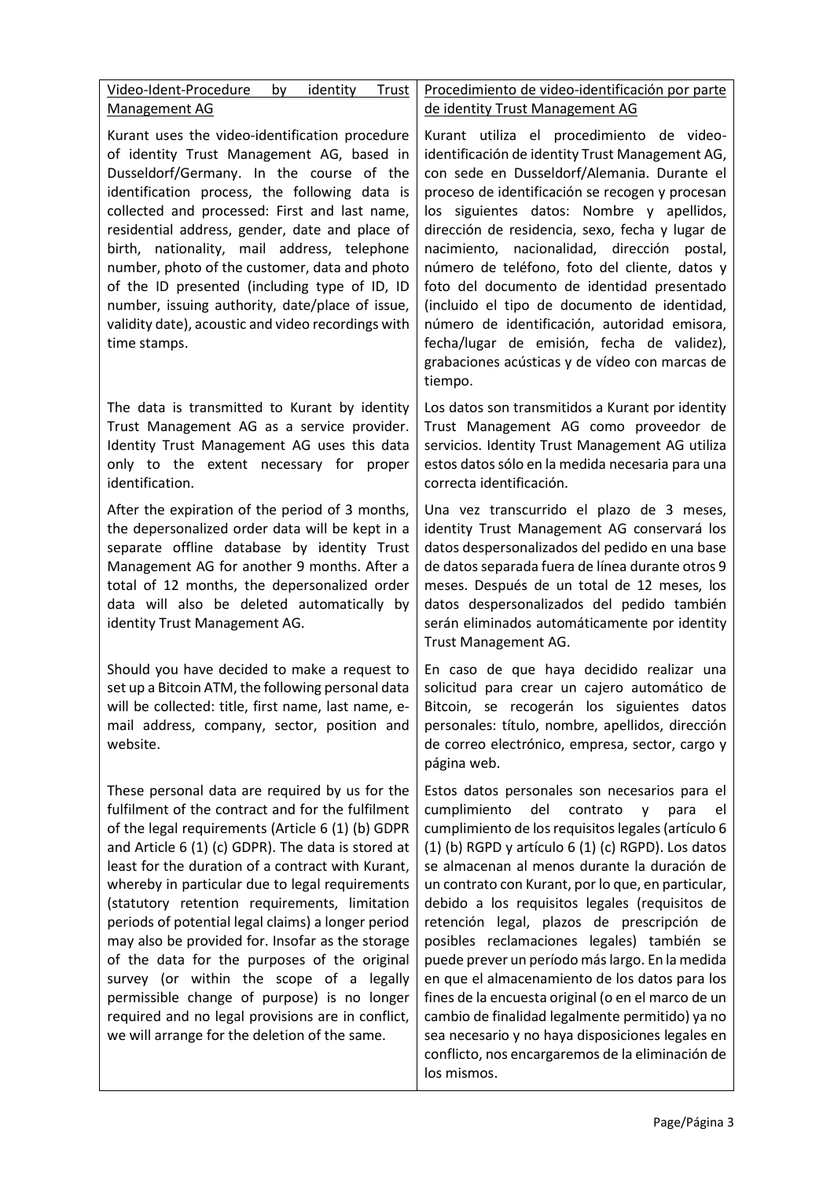| Video-Ident-Procedure by identity Trust Management AG | Procedimiento de video-identificación por parte de identity Trust Management AG |
|---|---|
| Kurant uses the video-identification procedure of identity Trust Management AG, based in Dusseldorf/Germany. In the course of the identification process, the following data is collected and processed: First and last name, residential address, gender, date and place of birth, nationality, mail address, telephone number, photo of the customer, data and photo of the ID presented (including type of ID, ID number, issuing authority, date/place of issue, validity date), acoustic and video recordings with time stamps. | Kurant utiliza el procedimiento de video-identificación de identity Trust Management AG, con sede en Dusseldorf/Alemania. Durante el proceso de identificación se recogen y procesan los siguientes datos: Nombre y apellidos, dirección de residencia, sexo, fecha y lugar de nacimiento, nacionalidad, dirección postal, número de teléfono, foto del cliente, datos y foto del documento de identidad presentado (incluido el tipo de documento de identidad, número de identificación, autoridad emisora, fecha/lugar de emisión, fecha de validez), grabaciones acústicas y de vídeo con marcas de tiempo. |
| The data is transmitted to Kurant by identity Trust Management AG as a service provider. Identity Trust Management AG uses this data only to the extent necessary for proper identification. | Los datos son transmitidos a Kurant por identity Trust Management AG como proveedor de servicios. Identity Trust Management AG utiliza estos datos sólo en la medida necesaria para una correcta identificación. |
| After the expiration of the period of 3 months, the depersonalized order data will be kept in a separate offline database by identity Trust Management AG for another 9 months. After a total of 12 months, the depersonalized order data will also be deleted automatically by identity Trust Management AG. | Una vez transcurrido el plazo de 3 meses, identity Trust Management AG conservará los datos despersonalizados del pedido en una base de datos separada fuera de línea durante otros 9 meses. Después de un total de 12 meses, los datos despersonalizados del pedido también serán eliminados automáticamente por identity Trust Management AG. |
| Should you have decided to make a request to set up a Bitcoin ATM, the following personal data will be collected: title, first name, last name, e-mail address, company, sector, position and website. | En caso de que haya decidido realizar una solicitud para crear un cajero automático de Bitcoin, se recogerán los siguientes datos personales: título, nombre, apellidos, dirección de correo electrónico, empresa, sector, cargo y página web. |
| These personal data are required by us for the fulfilment of the contract and for the fulfilment of the legal requirements (Article 6 (1) (b) GDPR and Article 6 (1) (c) GDPR). The data is stored at least for the duration of a contract with Kurant, whereby in particular due to legal requirements (statutory retention requirements, limitation periods of potential legal claims) a longer period may also be provided for. Insofar as the storage of the data for the purposes of the original survey (or within the scope of a legally permissible change of purpose) is no longer required and no legal provisions are in conflict, we will arrange for the deletion of the same. | Estos datos personales son necesarios para el cumplimiento del contrato y para el cumplimiento de los requisitos legales (artículo 6 (1) (b) RGPD y artículo 6 (1) (c) RGPD). Los datos se almacenan al menos durante la duración de un contrato con Kurant, por lo que, en particular, debido a los requisitos legales (requisitos de retención legal, plazos de prescripción de posibles reclamaciones legales) también se puede prever un período más largo. En la medida en que el almacenamiento de los datos para los fines de la encuesta original (o en el marco de un cambio de finalidad legalmente permitido) ya no sea necesario y no haya disposiciones legales en conflicto, nos encargaremos de la eliminación de los mismos. |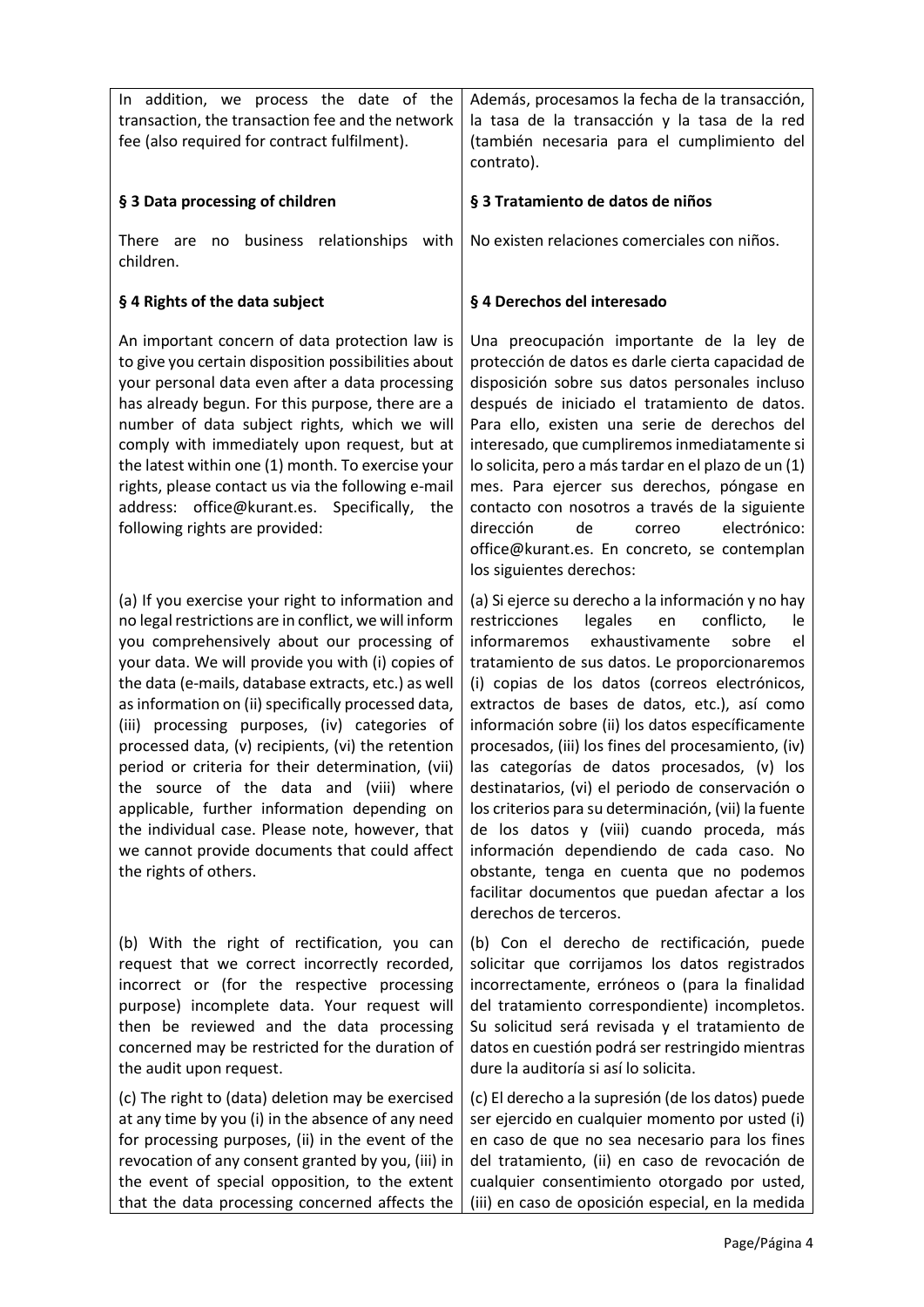| | |
|---|---|
| In addition, we process the date of the transaction, the transaction fee and the network fee (also required for contract fulfilment). | Además, procesamos la fecha de la transacción, la tasa de la transacción y la tasa de la red (también necesaria para el cumplimiento del contrato). |
| **§ 3 Data processing of children** | **§ 3 Tratamiento de datos de niños** |
| There are no business relationships with children. | No existen relaciones comerciales con niños. |
| **§ 4 Rights of the data subject** | **§ 4 Derechos del interesado** |
| An important concern of data protection law is to give you certain disposition possibilities about your personal data even after a data processing has already begun. For this purpose, there are a number of data subject rights, which we will comply with immediately upon request, but at the latest within one (1) month. To exercise your rights, please contact us via the following e-mail address: office@kurant.es. Specifically, the following rights are provided: | Una preocupación importante de la ley de protección de datos es darle cierta capacidad de disposición sobre sus datos personales incluso después de iniciado el tratamiento de datos. Para ello, existen una serie de derechos del interesado, que cumpliremos inmediatamente si lo solicita, pero a más tardar en el plazo de un (1) mes. Para ejercer sus derechos, póngase en contacto con nosotros a través de la siguiente dirección de correo electrónico: office@kurant.es. En concreto, se contemplan los siguientes derechos: |
| (a) If you exercise your right to information and no legal restrictions are in conflict, we will inform you comprehensively about our processing of your data. We will provide you with (i) copies of the data (e-mails, database extracts, etc.) as well as information on (ii) specifically processed data, (iii) processing purposes, (iv) categories of processed data, (v) recipients, (vi) the retention period or criteria for their determination, (vii) the source of the data and (viii) where applicable, further information depending on the individual case. Please note, however, that we cannot provide documents that could affect the rights of others. | (a) Si ejerce su derecho a la información y no hay restricciones legales en conflicto, le informaremos exhaustivamente sobre el tratamiento de sus datos. Le proporcionaremos (i) copias de los datos (correos electrónicos, extractos de bases de datos, etc.), así como información sobre (ii) los datos específicamente procesados, (iii) los fines del procesamiento, (iv) las categorías de datos procesados, (v) los destinatarios, (vi) el periodo de conservación o los criterios para su determinación, (vii) la fuente de los datos y (viii) cuando proceda, más información dependiendo de cada caso. No obstante, tenga en cuenta que no podemos facilitar documentos que puedan afectar a los derechos de terceros. |
| (b) With the right of rectification, you can request that we correct incorrectly recorded, incorrect or (for the respective processing purpose) incomplete data. Your request will then be reviewed and the data processing concerned may be restricted for the duration of the audit upon request. | (b) Con el derecho de rectificación, puede solicitar que corrijamos los datos registrados incorrectamente, erróneos o (para la finalidad del tratamiento correspondiente) incompletos. Su solicitud será revisada y el tratamiento de datos en cuestión podrá ser restringido mientras dure la auditoría si así lo solicita. |
| (c) The right to (data) deletion may be exercised at any time by you (i) in the absence of any need for processing purposes, (ii) in the event of the revocation of any consent granted by you, (iii) in the event of special opposition, to the extent that the data processing concerned affects the | (c) El derecho a la supresión (de los datos) puede ser ejercido en cualquier momento por usted (i) en caso de que no sea necesario para los fines del tratamiento, (ii) en caso de revocación de cualquier consentimiento otorgado por usted, (iii) en caso de oposición especial, en la medida |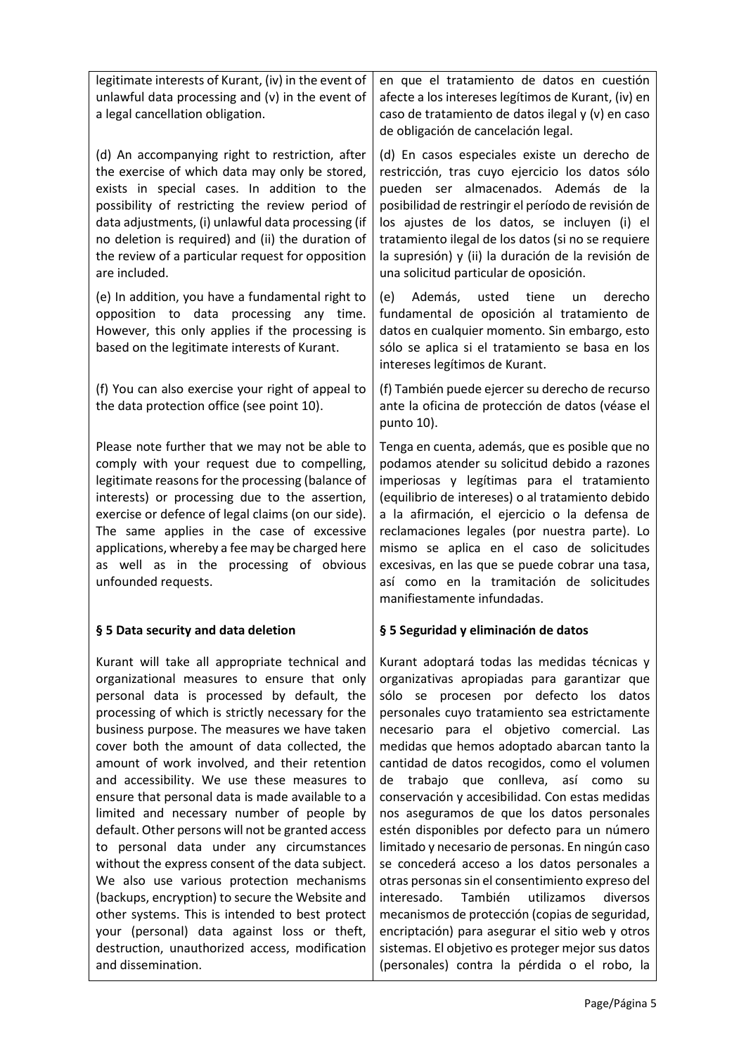| | |
|---|---|
| legitimate interests of Kurant, (iv) in the event of unlawful data processing and (v) in the event of a legal cancellation obligation. | en que el tratamiento de datos en cuestión afecte a los intereses legítimos de Kurant, (iv) en caso de tratamiento de datos ilegal y (v) en caso de obligación de cancelación legal. |
| (d) An accompanying right to restriction, after the exercise of which data may only be stored, exists in special cases. In addition to the possibility of restricting the review period of data adjustments, (i) unlawful data processing (if no deletion is required) and (ii) the duration of the review of a particular request for opposition are included. | (d) En casos especiales existe un derecho de restricción, tras cuyo ejercicio los datos sólo pueden ser almacenados. Además de la posibilidad de restringir el período de revisión de los ajustes de los datos, se incluyen (i) el tratamiento ilegal de los datos (si no se requiere la supresión) y (ii) la duración de la revisión de una solicitud particular de oposición. |
| (e) In addition, you have a fundamental right to opposition to data processing any time. However, this only applies if the processing is based on the legitimate interests of Kurant. | (e) Además, usted tiene un derecho fundamental de oposición al tratamiento de datos en cualquier momento. Sin embargo, esto sólo se aplica si el tratamiento se basa en los intereses legítimos de Kurant. |
| (f) You can also exercise your right of appeal to the data protection office (see point 10). | (f) También puede ejercer su derecho de recurso ante la oficina de protección de datos (véase el punto 10). |
| Please note further that we may not be able to comply with your request due to compelling, legitimate reasons for the processing (balance of interests) or processing due to the assertion, exercise or defence of legal claims (on our side). The same applies in the case of excessive applications, whereby a fee may be charged here as well as in the processing of obvious unfounded requests. | Tenga en cuenta, además, que es posible que no podamos atender su solicitud debido a razones imperiosas y legítimas para el tratamiento (equilibrio de intereses) o al tratamiento debido a la afirmación, el ejercicio o la defensa de reclamaciones legales (por nuestra parte). Lo mismo se aplica en el caso de solicitudes excesivas, en las que se puede cobrar una tasa, así como en la tramitación de solicitudes manifiestamente infundadas. |
| **§ 5 Data security and data deletion** | **§ 5 Seguridad y eliminación de datos** |
| Kurant will take all appropriate technical and organizational measures to ensure that only personal data is processed by default, the processing of which is strictly necessary for the business purpose. The measures we have taken cover both the amount of data collected, the amount of work involved, and their retention and accessibility. We use these measures to ensure that personal data is made available to a limited and necessary number of people by default. Other persons will not be granted access to personal data under any circumstances without the express consent of the data subject. We also use various protection mechanisms (backups, encryption) to secure the Website and other systems. This is intended to best protect your (personal) data against loss or theft, destruction, unauthorized access, modification and dissemination. | Kurant adoptará todas las medidas técnicas y organizativas apropiadas para garantizar que sólo se procesen por defecto los datos personales cuyo tratamiento sea estrictamente necesario para el objetivo comercial. Las medidas que hemos adoptado abarcan tanto la cantidad de datos recogidos, como el volumen de trabajo que conlleva, así como su conservación y accesibilidad. Con estas medidas nos aseguramos de que los datos personales estén disponibles por defecto para un número limitado y necesario de personas. En ningún caso se concederá acceso a los datos personales a otras personas sin el consentimiento expreso del interesado. También utilizamos diversos mecanismos de protección (copias de seguridad, encriptación) para asegurar el sitio web y otros sistemas. El objetivo es proteger mejor sus datos (personales) contra la pérdida o el robo, la |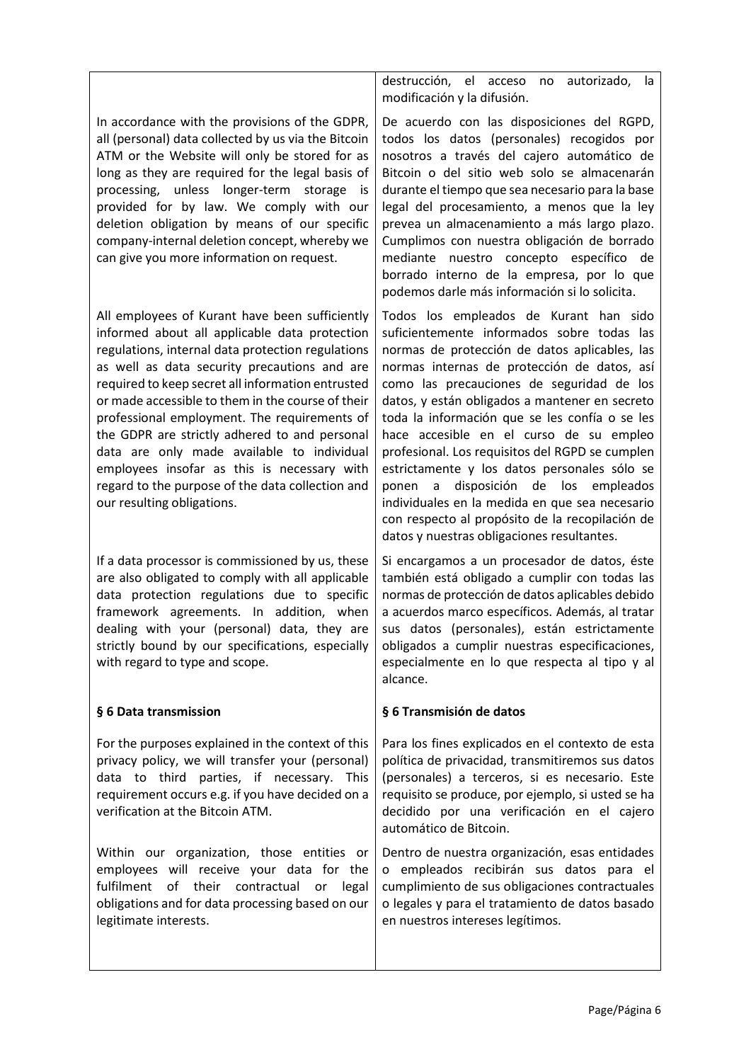| | |
|---|---|
| | destrucción, el acceso no autorizado, la modificación y la difusión. |
| In accordance with the provisions of the GDPR, all (personal) data collected by us via the Bitcoin ATM or the Website will only be stored for as long as they are required for the legal basis of processing, unless longer-term storage is provided for by law. We comply with our deletion obligation by means of our specific company-internal deletion concept, whereby we can give you more information on request. | De acuerdo con las disposiciones del RGPD, todos los datos (personales) recogidos por nosotros a través del cajero automático de Bitcoin o del sitio web solo se almacenarán durante el tiempo que sea necesario para la base legal del procesamiento, a menos que la ley prevea un almacenamiento a más largo plazo. Cumplimos con nuestra obligación de borrado mediante nuestro concepto específico de borrado interno de la empresa, por lo que podemos darle más información si lo solicita. |
| All employees of Kurant have been sufficiently informed about all applicable data protection regulations, internal data protection regulations as well as data security precautions and are required to keep secret all information entrusted or made accessible to them in the course of their professional employment. The requirements of the GDPR are strictly adhered to and personal data are only made available to individual employees insofar as this is necessary with regard to the purpose of the data collection and our resulting obligations. | Todos los empleados de Kurant han sido suficientemente informados sobre todas las normas de protección de datos aplicables, las normas internas de protección de datos, así como las precauciones de seguridad de los datos, y están obligados a mantener en secreto toda la información que se les confía o se les hace accesible en el curso de su empleo profesional. Los requisitos del RGPD se cumplen estrictamente y los datos personales sólo se ponen a disposición de los empleados individuales en la medida en que sea necesario con respecto al propósito de la recopilación de datos y nuestras obligaciones resultantes. |
| If a data processor is commissioned by us, these are also obligated to comply with all applicable data protection regulations due to specific framework agreements. In addition, when dealing with your (personal) data, they are strictly bound by our specifications, especially with regard to type and scope. | Si encargamos a un procesador de datos, éste también está obligado a cumplir con todas las normas de protección de datos aplicables debido a acuerdos marco específicos. Además, al tratar sus datos (personales), están estrictamente obligados a cumplir nuestras especificaciones, especialmente en lo que respecta al tipo y al alcance. |
| **§ 6 Data transmission** | **§ 6 Transmisión de datos** |
| For the purposes explained in the context of this privacy policy, we will transfer your (personal) data to third parties, if necessary. This requirement occurs e.g. if you have decided on a verification at the Bitcoin ATM. | Para los fines explicados en el contexto de esta política de privacidad, transmitiremos sus datos (personales) a terceros, si es necesario. Este requisito se produce, por ejemplo, si usted se ha decidido por una verificación en el cajero automático de Bitcoin. |
| Within our organization, those entities or employees will receive your data for the fulfilment of their contractual or legal obligations and for data processing based on our legitimate interests. | Dentro de nuestra organización, esas entidades o empleados recibirán sus datos para el cumplimiento de sus obligaciones contractuales o legales y para el tratamiento de datos basado en nuestros intereses legítimos. |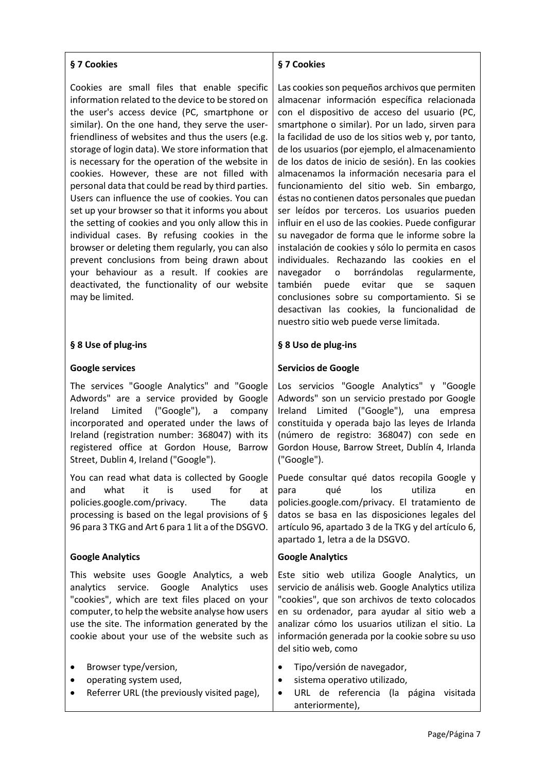| § 7 Cookies | § 7 Cookies |
|---|---|
| Cookies are small files that enable specific information related to the device to be stored on the user's access device (PC, smartphone or similar). On the one hand, they serve the user-friendliness of websites and thus the users (e.g. storage of login data). We store information that is necessary for the operation of the website in cookies. However, these are not filled with personal data that could be read by third parties. Users can influence the use of cookies. You can set up your browser so that it informs you about the setting of cookies and you only allow this in individual cases. By refusing cookies in the browser or deleting them regularly, you can also prevent conclusions from being drawn about your behaviour as a result. If cookies are deactivated, the functionality of our website may be limited. | Las cookies son pequeños archivos que permiten almacenar información específica relacionada con el dispositivo de acceso del usuario (PC, smartphone o similar). Por un lado, sirven para la facilidad de uso de los sitios web y, por tanto, de los usuarios (por ejemplo, el almacenamiento de los datos de inicio de sesión). En las cookies almacenamos la información necesaria para el funcionamiento del sitio web. Sin embargo, éstas no contienen datos personales que puedan ser leídos por terceros. Los usuarios pueden influir en el uso de las cookies. Puede configurar su navegador de forma que le informe sobre la instalación de cookies y sólo lo permita en casos individuales. Rechazando las cookies en el navegador o borrándolas regularmente, también puede evitar que se saquen conclusiones sobre su comportamiento. Si se desactivan las cookies, la funcionalidad de nuestro sitio web puede verse limitada. |
| **§ 8 Use of plug-ins** | **§ 8 Uso de plug-ins** |
| **Google services** | **Servicios de Google** |
| The services "Google Analytics" and "Google Adwords" are a service provided by Google Ireland Limited ("Google"), a company incorporated and operated under the laws of Ireland (registration number: 368047) with its registered office at Gordon House, Barrow Street, Dublin 4, Ireland ("Google"). | Los servicios "Google Analytics" y "Google Adwords" son un servicio prestado por Google Ireland Limited ("Google"), una empresa constituida y operada bajo las leyes de Irlanda (número de registro: 368047) con sede en Gordon House, Barrow Street, Dublín 4, Irlanda ("Google"). |
| You can read what data is collected by Google and what it is used for at policies.google.com/privacy. The data processing is based on the legal provisions of § 96 para 3 TKG and Art 6 para 1 lit a of the DSGVO. | Puede consultar qué datos recopila Google y para qué los utiliza en policies.google.com/privacy. El tratamiento de datos se basa en las disposiciones legales del artículo 96, apartado 3 de la TKG y del artículo 6, apartado 1, letra a de la DSGVO. |
| **Google Analytics** | **Google Analytics** |
| This website uses Google Analytics, a web analytics service. Google Analytics uses "cookies", which are text files placed on your computer, to help the website analyse how users use the site. The information generated by the cookie about your use of the website such as | Este sitio web utiliza Google Analytics, un servicio de análisis web. Google Analytics utiliza "cookies", que son archivos de texto colocados en su ordenador, para ayudar al sitio web a analizar cómo los usuarios utilizan el sitio. La información generada por la cookie sobre su uso del sitio web, como |
| • Browser type/version,<br>• operating system used,<br>• Referrer URL (the previously visited page), | • Tipo/versión de navegador,<br>• sistema operativo utilizado,<br>• URL de referencia (la página visitada anteriormente), |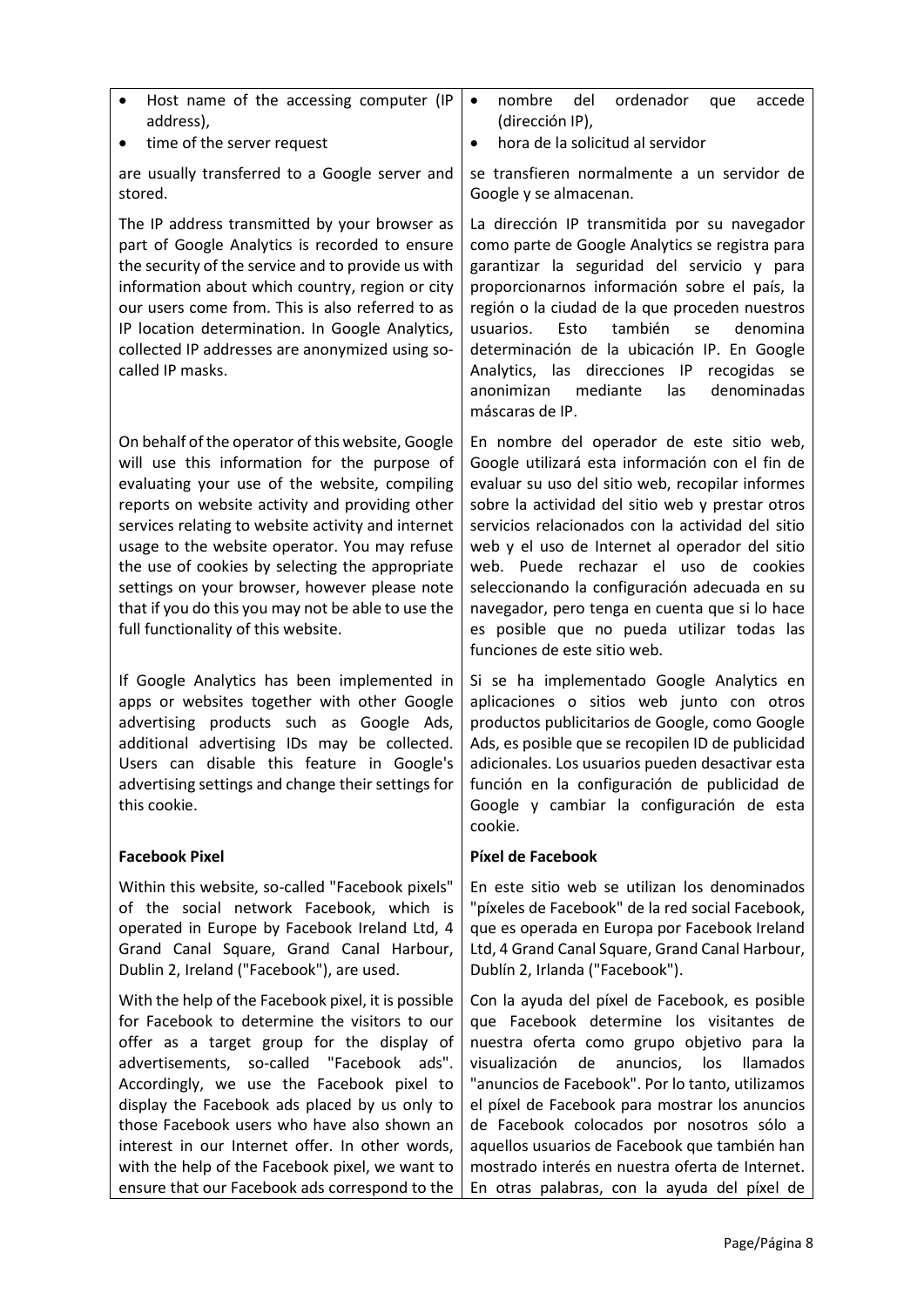| | |
|---|---|
| • Host name of the accessing computer (IP address),<br>• time of the server request | • nombre del ordenador que accede (dirección IP),<br>• hora de la solicitud al servidor |
| are usually transferred to a Google server and stored. | se transfieren normalmente a un servidor de Google y se almacenan. |
| The IP address transmitted by your browser as part of Google Analytics is recorded to ensure the security of the service and to provide us with information about which country, region or city our users come from. This is also referred to as IP location determination. In Google Analytics, collected IP addresses are anonymized using so-called IP masks. | La dirección IP transmitida por su navegador como parte de Google Analytics se registra para garantizar la seguridad del servicio y para proporcionarnos información sobre el país, la región o la ciudad de la que proceden nuestros usuarios. Esto también se denomina determinación de la ubicación IP. En Google Analytics, las direcciones IP recogidas se anonimizan mediante las denominadas máscaras de IP. |
| On behalf of the operator of this website, Google will use this information for the purpose of evaluating your use of the website, compiling reports on website activity and providing other services relating to website activity and internet usage to the website operator. You may refuse the use of cookies by selecting the appropriate settings on your browser, however please note that if you do this you may not be able to use the full functionality of this website. | En nombre del operador de este sitio web, Google utilizará esta información con el fin de evaluar su uso del sitio web, recopilar informes sobre la actividad del sitio web y prestar otros servicios relacionados con la actividad del sitio web y el uso de Internet al operador del sitio web. Puede rechazar el uso de cookies seleccionando la configuración adecuada en su navegador, pero tenga en cuenta que si lo hace es posible que no pueda utilizar todas las funciones de este sitio web. |
| If Google Analytics has been implemented in apps or websites together with other Google advertising products such as Google Ads, additional advertising IDs may be collected. Users can disable this feature in Google's advertising settings and change their settings for this cookie. | Si se ha implementado Google Analytics en aplicaciones o sitios web junto con otros productos publicitarios de Google, como Google Ads, es posible que se recopilen ID de publicidad adicionales. Los usuarios pueden desactivar esta función en la configuración de publicidad de Google y cambiar la configuración de esta cookie. |
| **Facebook Pixel** | **Píxel de Facebook** |
| Within this website, so-called "Facebook pixels" of the social network Facebook, which is operated in Europe by Facebook Ireland Ltd, 4 Grand Canal Square, Grand Canal Harbour, Dublin 2, Ireland ("Facebook"), are used. | En este sitio web se utilizan los denominados "píxeles de Facebook" de la red social Facebook, que es operada en Europa por Facebook Ireland Ltd, 4 Grand Canal Square, Grand Canal Harbour, Dublín 2, Irlanda ("Facebook"). |
| With the help of the Facebook pixel, it is possible for Facebook to determine the visitors to our offer as a target group for the display of advertisements, so-called "Facebook ads". Accordingly, we use the Facebook pixel to display the Facebook ads placed by us only to those Facebook users who have also shown an interest in our Internet offer. In other words, with the help of the Facebook pixel, we want to ensure that our Facebook ads correspond to the | Con la ayuda del píxel de Facebook, es posible que Facebook determine los visitantes de nuestra oferta como grupo objetivo para la visualización de anuncios, los llamados "anuncios de Facebook". Por lo tanto, utilizamos el píxel de Facebook para mostrar los anuncios de Facebook colocados por nosotros sólo a aquellos usuarios de Facebook que también han mostrado interés en nuestra oferta de Internet. En otras palabras, con la ayuda del píxel de |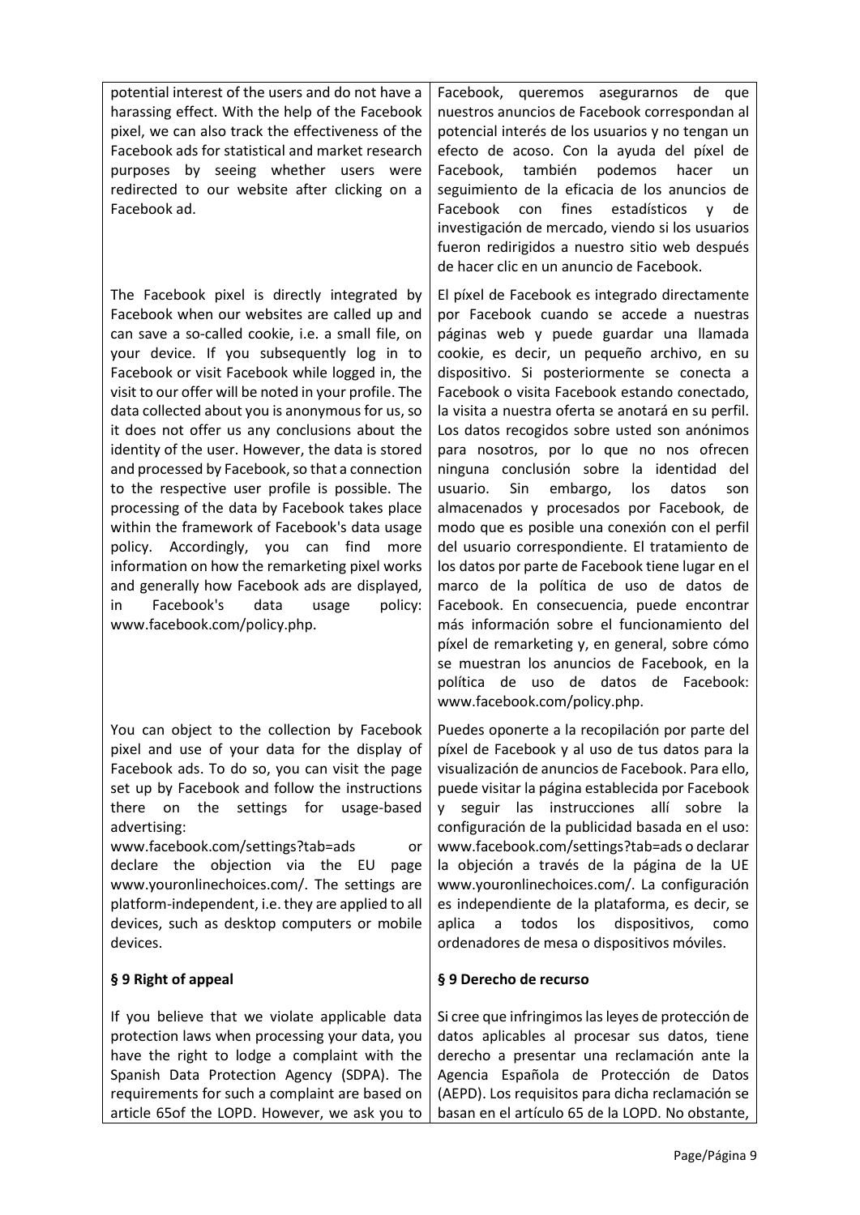| | |
|---|---|
| potential interest of the users and do not have a harassing effect. With the help of the Facebook pixel, we can also track the effectiveness of the Facebook ads for statistical and market research purposes by seeing whether users were redirected to our website after clicking on a Facebook ad. | Facebook, queremos asegurarnos de que nuestros anuncios de Facebook correspondan al potencial interés de los usuarios y no tengan un efecto de acoso. Con la ayuda del píxel de Facebook, también podemos hacer un seguimiento de la eficacia de los anuncios de Facebook con fines estadísticos y de investigación de mercado, viendo si los usuarios fueron redirigidos a nuestro sitio web después de hacer clic en un anuncio de Facebook. |
| The Facebook pixel is directly integrated by Facebook when our websites are called up and can save a so-called cookie, i.e. a small file, on your device. If you subsequently log in to Facebook or visit Facebook while logged in, the visit to our offer will be noted in your profile. The data collected about you is anonymous for us, so it does not offer us any conclusions about the identity of the user. However, the data is stored and processed by Facebook, so that a connection to the respective user profile is possible. The processing of the data by Facebook takes place within the framework of Facebook's data usage policy. Accordingly, you can find more information on how the remarketing pixel works and generally how Facebook ads are displayed, in Facebook's data usage policy: www.facebook.com/policy.php. | El píxel de Facebook es integrado directamente por Facebook cuando se accede a nuestras páginas web y puede guardar una llamada cookie, es decir, un pequeño archivo, en su dispositivo. Si posteriormente se conecta a Facebook o visita Facebook estando conectado, la visita a nuestra oferta se anotará en su perfil. Los datos recogidos sobre usted son anónimos para nosotros, por lo que no nos ofrecen ninguna conclusión sobre la identidad del usuario. Sin embargo, los datos son almacenados y procesados por Facebook, de modo que es posible una conexión con el perfil del usuario correspondiente. El tratamiento de los datos por parte de Facebook tiene lugar en el marco de la política de uso de datos de Facebook. En consecuencia, puede encontrar más información sobre el funcionamiento del píxel de remarketing y, en general, sobre cómo se muestran los anuncios de Facebook, en la política de uso de datos de Facebook: www.facebook.com/policy.php. |
| You can object to the collection by Facebook pixel and use of your data for the display of Facebook ads. To do so, you can visit the page set up by Facebook and follow the instructions there on the settings for usage-based advertising: www.facebook.com/settings?tab=ads or declare the objection via the EU page www.youronlinechoices.com/. The settings are platform-independent, i.e. they are applied to all devices, such as desktop computers or mobile devices. | Puedes oponerte a la recopilación por parte del píxel de Facebook y al uso de tus datos para la visualización de anuncios de Facebook. Para ello, puede visitar la página establecida por Facebook y seguir las instrucciones allí sobre la configuración de la publicidad basada en el uso: www.facebook.com/settings?tab=ads o declarar la objeción a través de la página de la UE www.youronlinechoices.com/. La configuración es independiente de la plataforma, es decir, se aplica a todos los dispositivos, como ordenadores de mesa o dispositivos móviles. |
| **§ 9 Right of appeal** | **§ 9 Derecho de recurso** |
| If you believe that we violate applicable data protection laws when processing your data, you have the right to lodge a complaint with the Spanish Data Protection Agency (SDPA). The requirements for such a complaint are based on article 65of the LOPD. However, we ask you to | Si cree que infringimos las leyes de protección de datos aplicables al procesar sus datos, tiene derecho a presentar una reclamación ante la Agencia Española de Protección de Datos (AEPD). Los requisitos para dicha reclamación se basan en el artículo 65 de la LOPD. No obstante, |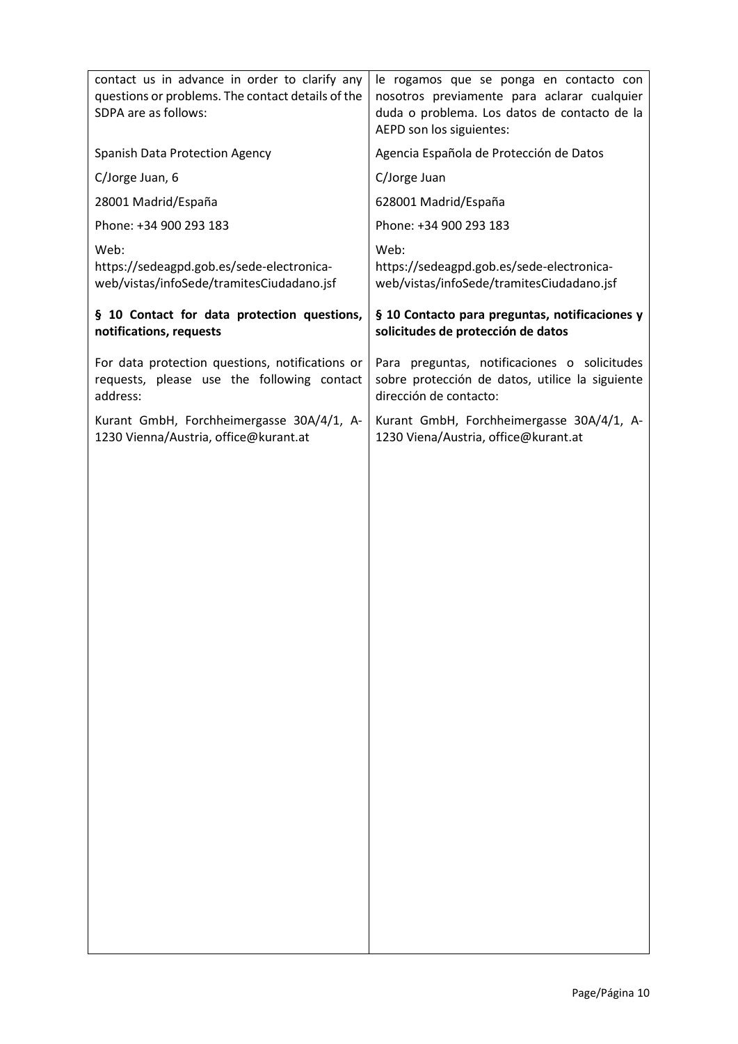| | |
|---|---|
| contact us in advance in order to clarify any questions or problems. The contact details of the SDPA are as follows: | le rogamos que se ponga en contacto con nosotros previamente para aclarar cualquier duda o problema. Los datos de contacto de la AEPD son los siguientes: |
| Spanish Data Protection Agency | Agencia Española de Protección de Datos |
| C/Jorge Juan, 6 | C/Jorge Juan |
| 28001 Madrid/España | 628001 Madrid/España |
| Phone: +34 900 293 183 | Phone: +34 900 293 183 |
| Web: https://sedeagpd.gob.es/sede-electronica-web/vistas/infoSede/tramitesCiudadano.jsf | Web: https://sedeagpd.gob.es/sede-electronica-web/vistas/infoSede/tramitesCiudadano.jsf |
| **§ 10 Contact for data protection questions, notifications, requests** | **§ 10 Contacto para preguntas, notificaciones y solicitudes de protección de datos** |
| For data protection questions, notifications or requests, please use the following contact address: | Para preguntas, notificaciones o solicitudes sobre protección de datos, utilice la siguiente dirección de contacto: |
| Kurant GmbH, Forchheimergasse 30A/4/1, A-1230 Vienna/Austria, office@kurant.at | Kurant GmbH, Forchheimergasse 30A/4/1, A-1230 Viena/Austria, office@kurant.at |